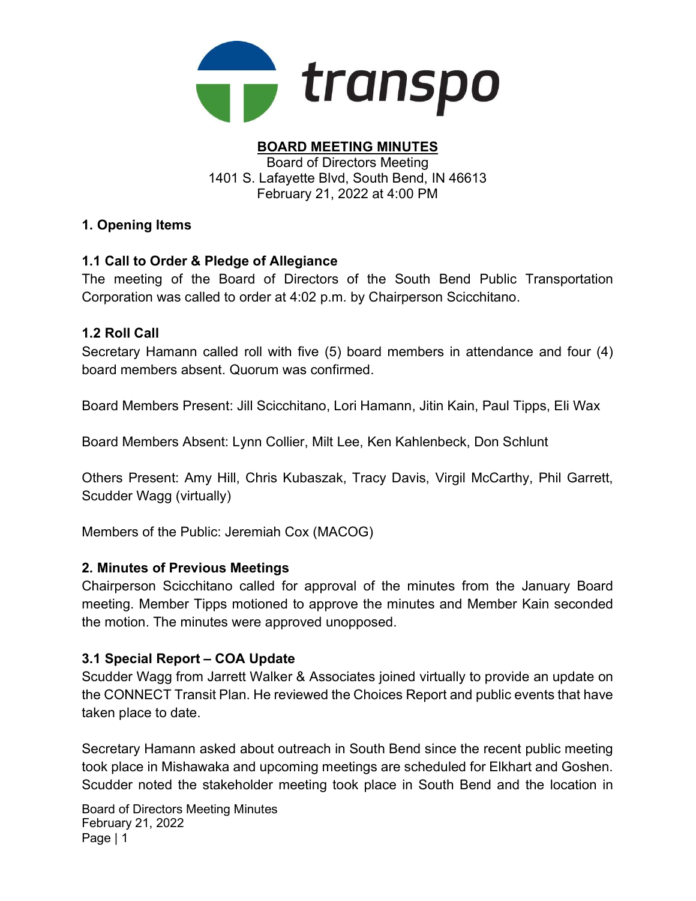transpo

# BOARD MEETING MINUTES

Board of Directors Meeting
1401 S. Lafayette Blvd, South Bend, IN 46613
February 21, 2022 at 4:00 PM

## 1. Opening Items

### 1.1 Call to Order & Pledge of Allegiance

The meeting of the Board of Directors of the South Bend Public Transportation Corporation was called to order at 4:02 p.m. by Chairperson Scicchitano.

### 1.2 Roll Call

Secretary Hamann called roll with five (5) board members in attendance and four (4) board members absent. Quorum was confirmed.

Board Members Present: Jill Scicchitano, Lori Hamann, Jitin Kain, Paul Tipps, Eli Wax

Board Members Absent: Lynn Collier, Milt Lee, Ken Kahlenbeck, Don Schlunt

Others Present: Amy Hill, Chris Kubaszak, Tracy Davis, Virgil McCarthy, Phil Garrett, Scudder Wagg (virtually)

Members of the Public: Jeremiah Cox (MACOG)

## 2. Minutes of Previous Meetings

Chairperson Scicchitano called for approval of the minutes from the January Board meeting. Member Tipps motioned to approve the minutes and Member Kain seconded the motion. The minutes were approved unopposed.

### 3.1 Special Report – COA Update

Scudder Wagg from Jarrett Walker & Associates joined virtually to provide an update on the CONNECT Transit Plan. He reviewed the Choices Report and public events that have taken place to date.

Secretary Hamann asked about outreach in South Bend since the recent public meeting took place in Mishawaka and upcoming meetings are scheduled for Elkhart and Goshen. Scudder noted the stakeholder meeting took place in South Bend and the location in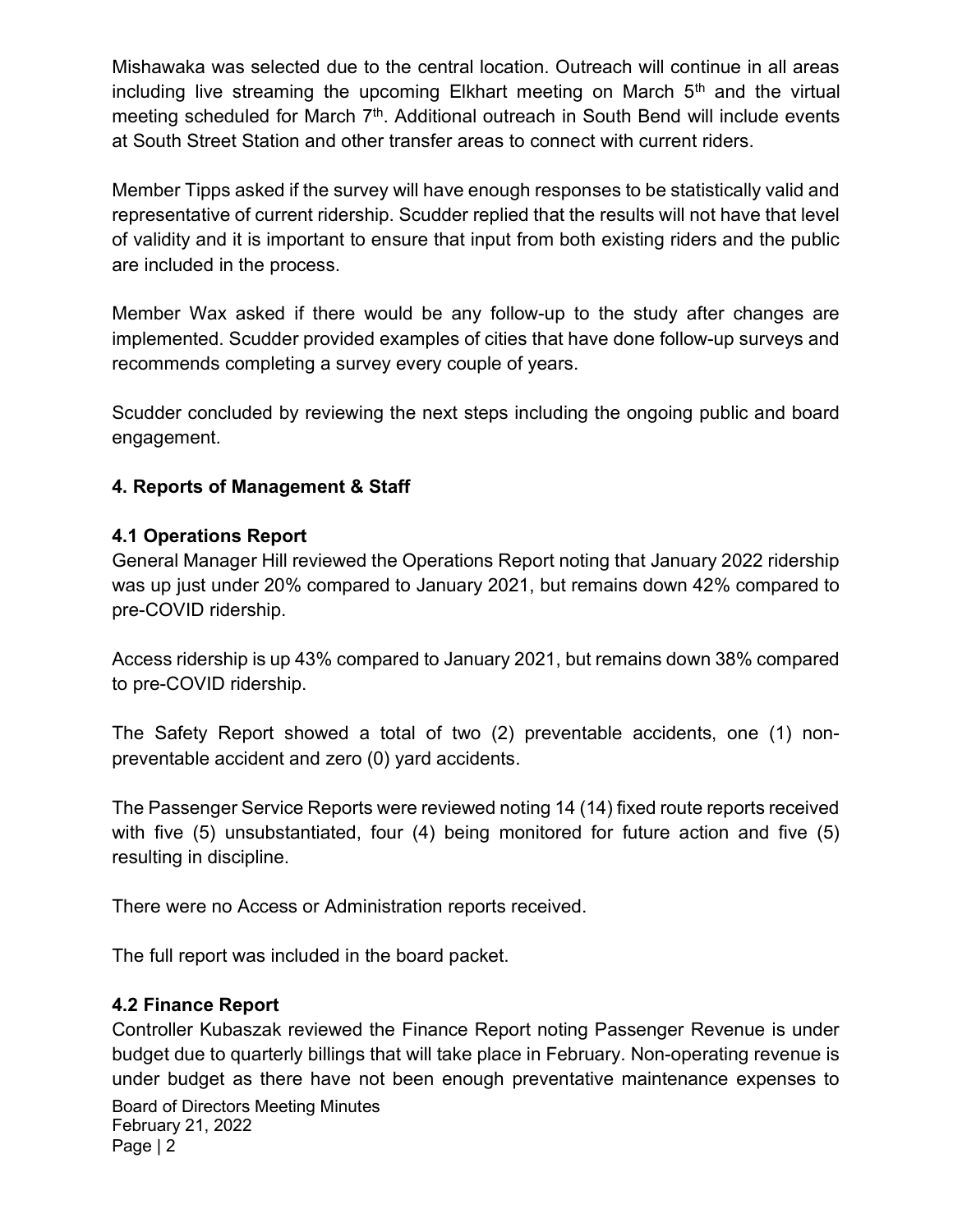Mishawaka was selected due to the central location. Outreach will continue in all areas including live streaming the upcoming Elkhart meeting on March 5th and the virtual meeting scheduled for March 7th. Additional outreach in South Bend will include events at South Street Station and other transfer areas to connect with current riders.

Member Tipps asked if the survey will have enough responses to be statistically valid and representative of current ridership. Scudder replied that the results will not have that level of validity and it is important to ensure that input from both existing riders and the public are included in the process.

Member Wax asked if there would be any follow-up to the study after changes are implemented. Scudder provided examples of cities that have done follow-up surveys and recommends completing a survey every couple of years.

Scudder concluded by reviewing the next steps including the ongoing public and board engagement.

## 4. Reports of Management & Staff

### 4.1 Operations Report

General Manager Hill reviewed the Operations Report noting that January 2022 ridership was up just under 20% compared to January 2021, but remains down 42% compared to pre-COVID ridership.

Access ridership is up 43% compared to January 2021, but remains down 38% compared to pre-COVID ridership.

The Safety Report showed a total of two (2) preventable accidents, one (1) non-preventable accident and zero (0) yard accidents.

The Passenger Service Reports were reviewed noting 14 (14) fixed route reports received with five (5) unsubstantiated, four (4) being monitored for future action and five (5) resulting in discipline.

There were no Access or Administration reports received.

The full report was included in the board packet.

### 4.2 Finance Report

Controller Kubaszak reviewed the Finance Report noting Passenger Revenue is under budget due to quarterly billings that will take place in February. Non-operating revenue is under budget as there have not been enough preventative maintenance expenses to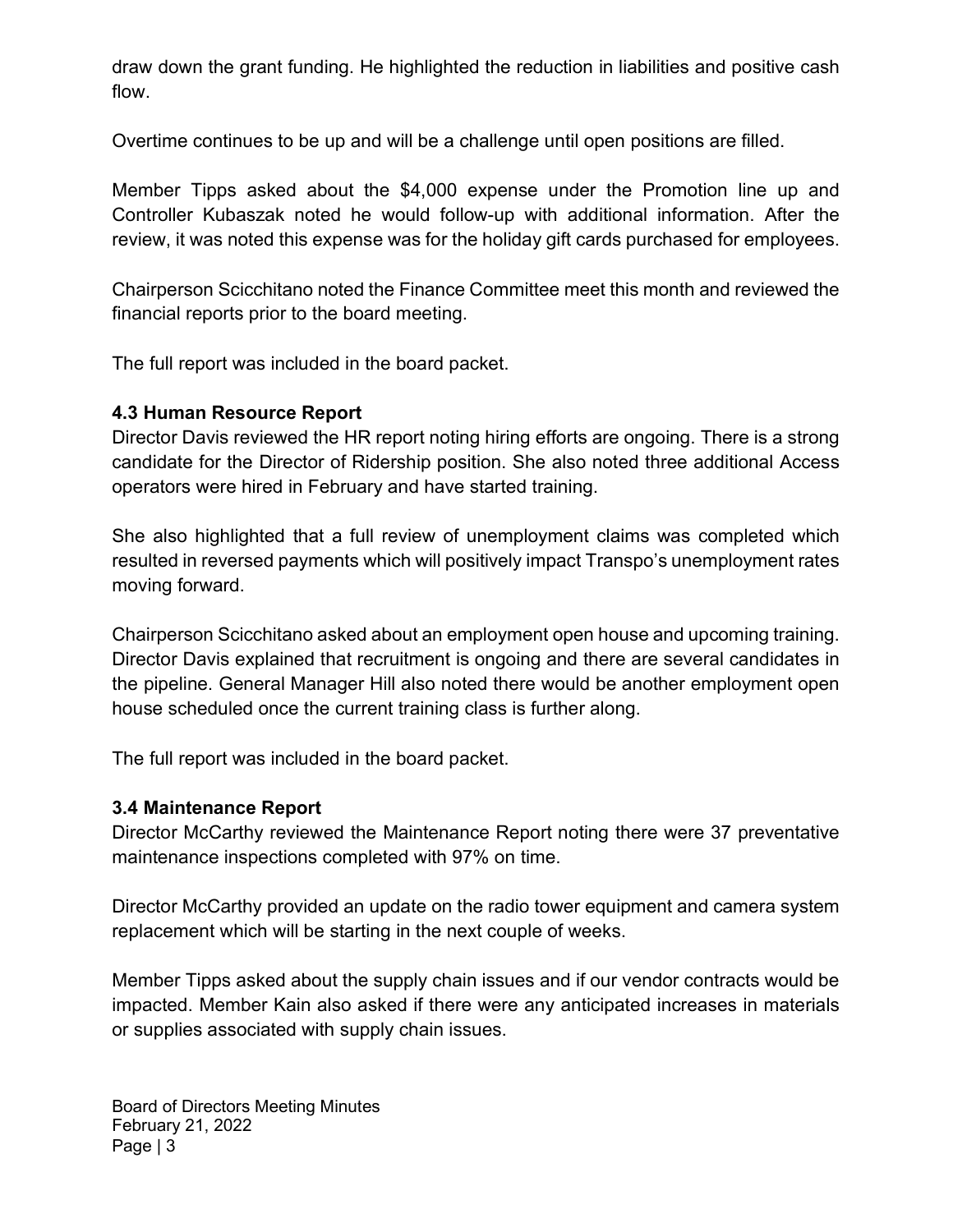draw down the grant funding. He highlighted the reduction in liabilities and positive cash flow.

Overtime continues to be up and will be a challenge until open positions are filled.

Member Tipps asked about the $4,000 expense under the Promotion line up and Controller Kubaszak noted he would follow-up with additional information. After the review, it was noted this expense was for the holiday gift cards purchased for employees.

Chairperson Scicchitano noted the Finance Committee meet this month and reviewed the financial reports prior to the board meeting.

The full report was included in the board packet.

### 4.3 Human Resource Report

Director Davis reviewed the HR report noting hiring efforts are ongoing. There is a strong candidate for the Director of Ridership position. She also noted three additional Access operators were hired in February and have started training.

She also highlighted that a full review of unemployment claims was completed which resulted in reversed payments which will positively impact Transpo's unemployment rates moving forward.

Chairperson Scicchitano asked about an employment open house and upcoming training. Director Davis explained that recruitment is ongoing and there are several candidates in the pipeline. General Manager Hill also noted there would be another employment open house scheduled once the current training class is further along.

The full report was included in the board packet.

### 3.4 Maintenance Report

Director McCarthy reviewed the Maintenance Report noting there were 37 preventative maintenance inspections completed with 97% on time.

Director McCarthy provided an update on the radio tower equipment and camera system replacement which will be starting in the next couple of weeks.

Member Tipps asked about the supply chain issues and if our vendor contracts would be impacted. Member Kain also asked if there were any anticipated increases in materials or supplies associated with supply chain issues.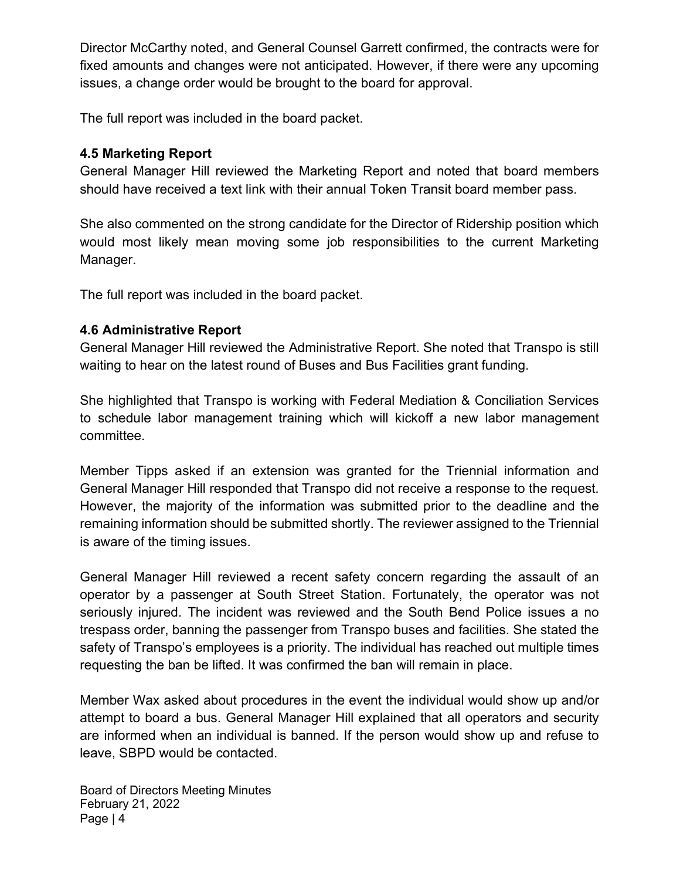Director McCarthy noted, and General Counsel Garrett confirmed, the contracts were for fixed amounts and changes were not anticipated. However, if there were any upcoming issues, a change order would be brought to the board for approval.

The full report was included in the board packet.

### 4.5 Marketing Report

General Manager Hill reviewed the Marketing Report and noted that board members should have received a text link with their annual Token Transit board member pass.

She also commented on the strong candidate for the Director of Ridership position which would most likely mean moving some job responsibilities to the current Marketing Manager.

The full report was included in the board packet.

### 4.6 Administrative Report

General Manager Hill reviewed the Administrative Report. She noted that Transpo is still waiting to hear on the latest round of Buses and Bus Facilities grant funding.

She highlighted that Transpo is working with Federal Mediation & Conciliation Services to schedule labor management training which will kickoff a new labor management committee.

Member Tipps asked if an extension was granted for the Triennial information and General Manager Hill responded that Transpo did not receive a response to the request. However, the majority of the information was submitted prior to the deadline and the remaining information should be submitted shortly. The reviewer assigned to the Triennial is aware of the timing issues.

General Manager Hill reviewed a recent safety concern regarding the assault of an operator by a passenger at South Street Station. Fortunately, the operator was not seriously injured. The incident was reviewed and the South Bend Police issues a no trespass order, banning the passenger from Transpo buses and facilities. She stated the safety of Transpo's employees is a priority. The individual has reached out multiple times requesting the ban be lifted. It was confirmed the ban will remain in place.

Member Wax asked about procedures in the event the individual would show up and/or attempt to board a bus. General Manager Hill explained that all operators and security are informed when an individual is banned. If the person would show up and refuse to leave, SBPD would be contacted.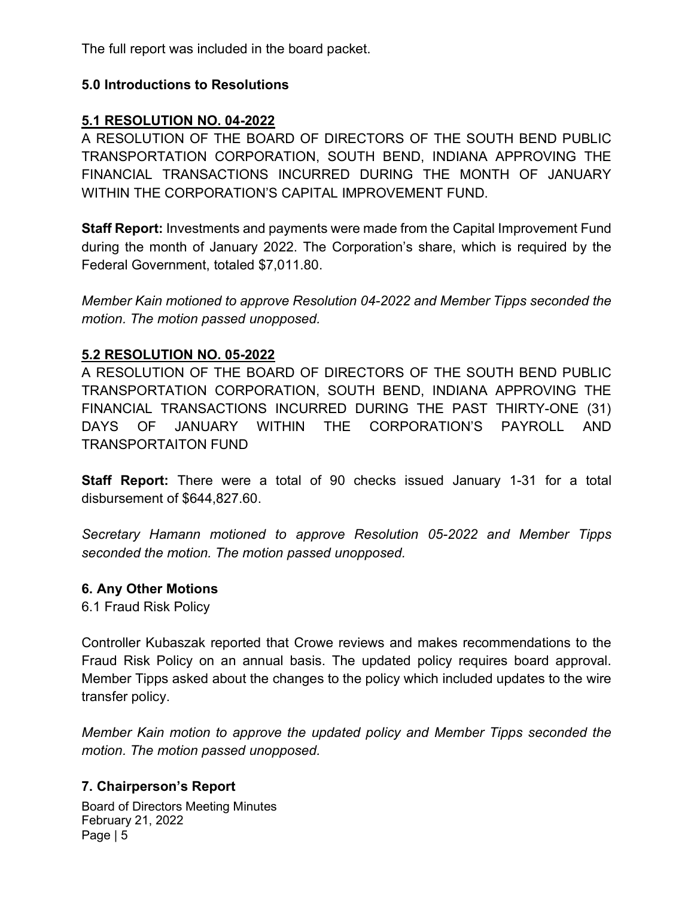The full report was included in the board packet.

## 5.0 Introductions to Resolutions

### 5.1 RESOLUTION NO. 04-2022

A RESOLUTION OF THE BOARD OF DIRECTORS OF THE SOUTH BEND PUBLIC TRANSPORTATION CORPORATION, SOUTH BEND, INDIANA APPROVING THE FINANCIAL TRANSACTIONS INCURRED DURING THE MONTH OF JANUARY WITHIN THE CORPORATION'S CAPITAL IMPROVEMENT FUND.

**Staff Report:** Investments and payments were made from the Capital Improvement Fund during the month of January 2022. The Corporation's share, which is required by the Federal Government, totaled $7,011.80.

*Member Kain motioned to approve Resolution 04-2022 and Member Tipps seconded the motion. The motion passed unopposed.*

### 5.2 RESOLUTION NO. 05-2022

A RESOLUTION OF THE BOARD OF DIRECTORS OF THE SOUTH BEND PUBLIC TRANSPORTATION CORPORATION, SOUTH BEND, INDIANA APPROVING THE FINANCIAL TRANSACTIONS INCURRED DURING THE PAST THIRTY-ONE (31) DAYS OF JANUARY WITHIN THE CORPORATION'S PAYROLL AND TRANSPORTAITON FUND

**Staff Report:** There were a total of 90 checks issued January 1-31 for a total disbursement of $644,827.60.

*Secretary Hamann motioned to approve Resolution 05-2022 and Member Tipps seconded the motion. The motion passed unopposed.*

## 6. Any Other Motions

6.1 Fraud Risk Policy

Controller Kubaszak reported that Crowe reviews and makes recommendations to the Fraud Risk Policy on an annual basis. The updated policy requires board approval. Member Tipps asked about the changes to the policy which included updates to the wire transfer policy.

*Member Kain motion to approve the updated policy and Member Tipps seconded the motion. The motion passed unopposed.*

## 7. Chairperson's Report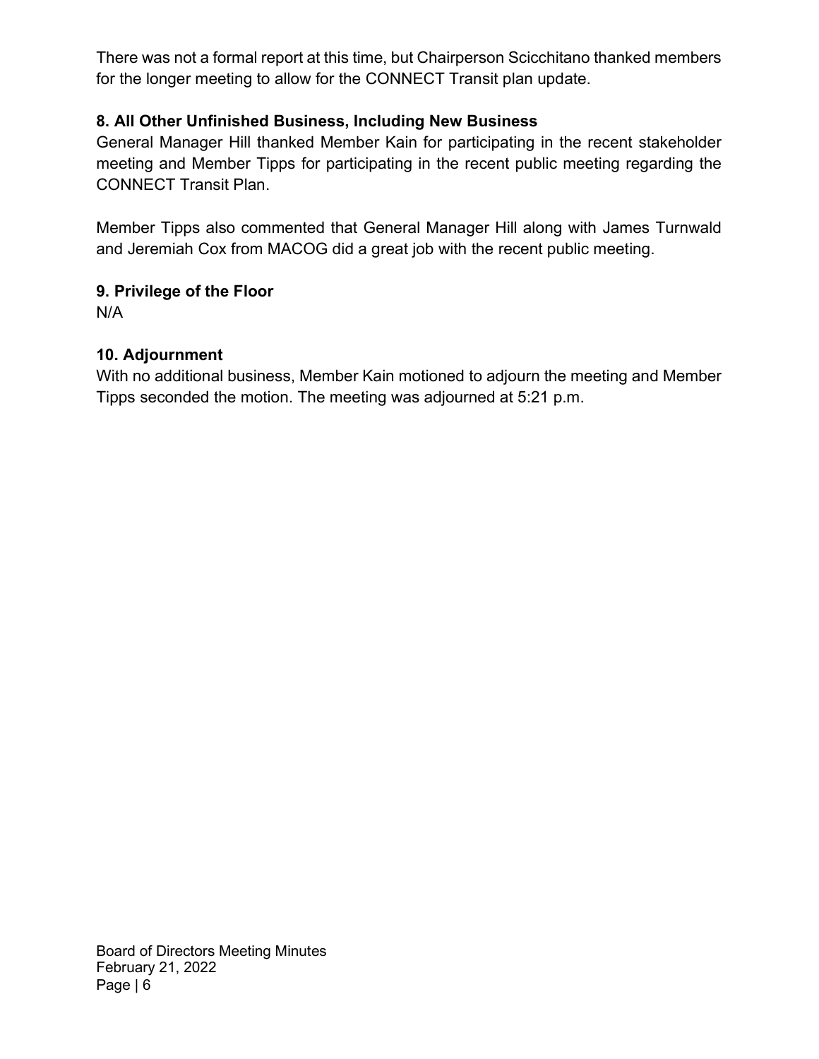There was not a formal report at this time, but Chairperson Scicchitano thanked members for the longer meeting to allow for the CONNECT Transit plan update.

**8. All Other Unfinished Business, Including New Business**

General Manager Hill thanked Member Kain for participating in the recent stakeholder meeting and Member Tipps for participating in the recent public meeting regarding the CONNECT Transit Plan.

Member Tipps also commented that General Manager Hill along with James Turnwald and Jeremiah Cox from MACOG did a great job with the recent public meeting.

**9. Privilege of the Floor**

N/A

**10. Adjournment**

With no additional business, Member Kain motioned to adjourn the meeting and Member Tipps seconded the motion. The meeting was adjourned at 5:21 p.m.